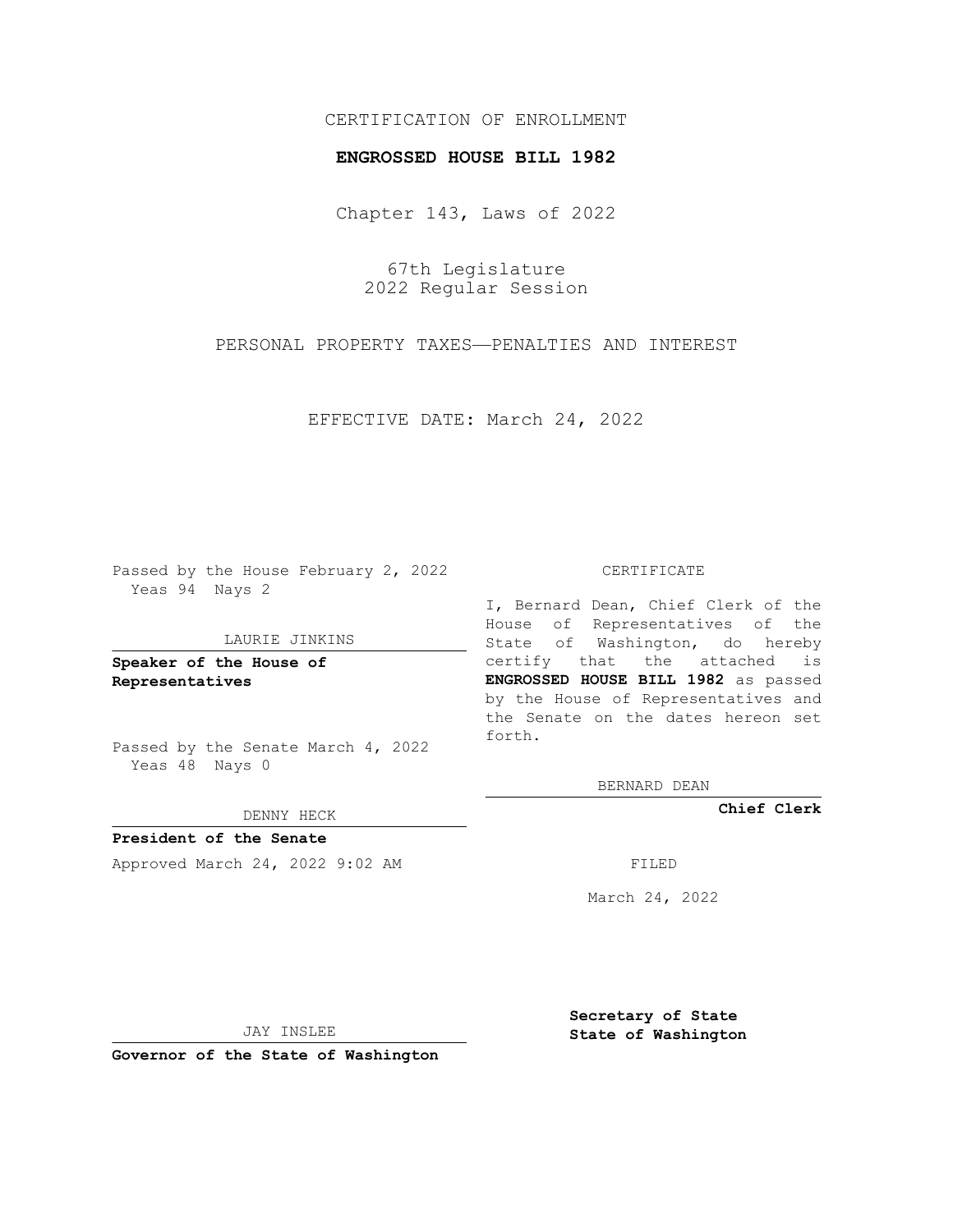CERTIFICATION OF ENROLLMENT

**ENGROSSED HOUSE BILL 1982**

Chapter 143, Laws of 2022

67th Legislature
2022 Regular Session

PERSONAL PROPERTY TAXES—PENALTIES AND INTEREST

EFFECTIVE DATE: March 24, 2022

Passed by the House February 2, 2022
Yeas 94 Nays 2

LAURIE JINKINS

**Speaker of the House of Representatives**

Passed by the Senate March 4, 2022
Yeas 48 Nays 0

DENNY HECK

**President of the Senate**

Approved March 24, 2022 9:02 AM

JAY INSLEE

**Governor of the State of Washington**

CERTIFICATE

I, Bernard Dean, Chief Clerk of the House of Representatives of the State of Washington, do hereby certify that the attached is **ENGROSSED HOUSE BILL 1982** as passed by the House of Representatives and the Senate on the dates hereon set forth.

BERNARD DEAN

**Chief Clerk**

FILED

March 24, 2022

**Secretary of State**
**State of Washington**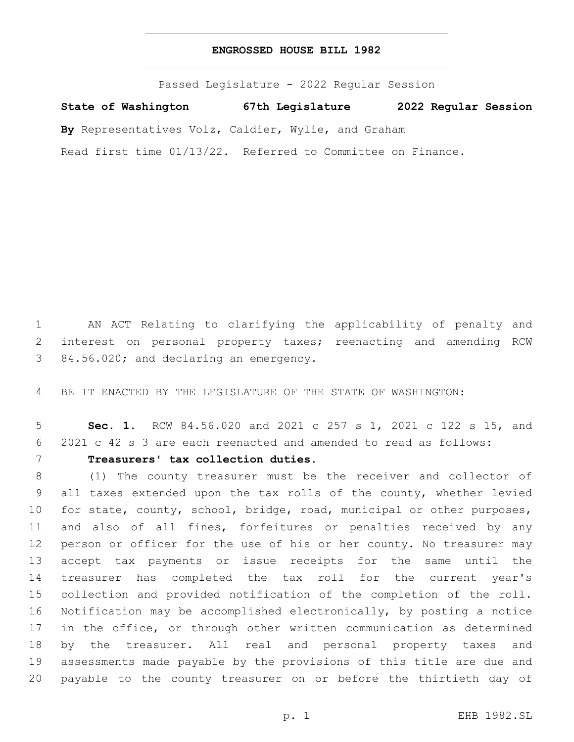# ENGROSSED HOUSE BILL 1982

Passed Legislature - 2022 Regular Session

**State of Washington 67th Legislature 2022 Regular Session**

**By** Representatives Volz, Caldier, Wylie, and Graham

Read first time 01/13/22. Referred to Committee on Finance.

AN ACT Relating to clarifying the applicability of penalty and interest on personal property taxes; reenacting and amending RCW 84.56.020; and declaring an emergency.

BE IT ENACTED BY THE LEGISLATURE OF THE STATE OF WASHINGTON:

**Sec. 1.** RCW 84.56.020 and 2021 c 257 s 1, 2021 c 122 s 15, and 2021 c 42 s 3 are each reenacted and amended to read as follows:

**Treasurers' tax collection duties.**

(1) The county treasurer must be the receiver and collector of all taxes extended upon the tax rolls of the county, whether levied for state, county, school, bridge, road, municipal or other purposes, and also of all fines, forfeitures or penalties received by any person or officer for the use of his or her county. No treasurer may accept tax payments or issue receipts for the same until the treasurer has completed the tax roll for the current year's collection and provided notification of the completion of the roll. Notification may be accomplished electronically, by posting a notice in the office, or through other written communication as determined by the treasurer. All real and personal property taxes and assessments made payable by the provisions of this title are due and payable to the county treasurer on or before the thirtieth day of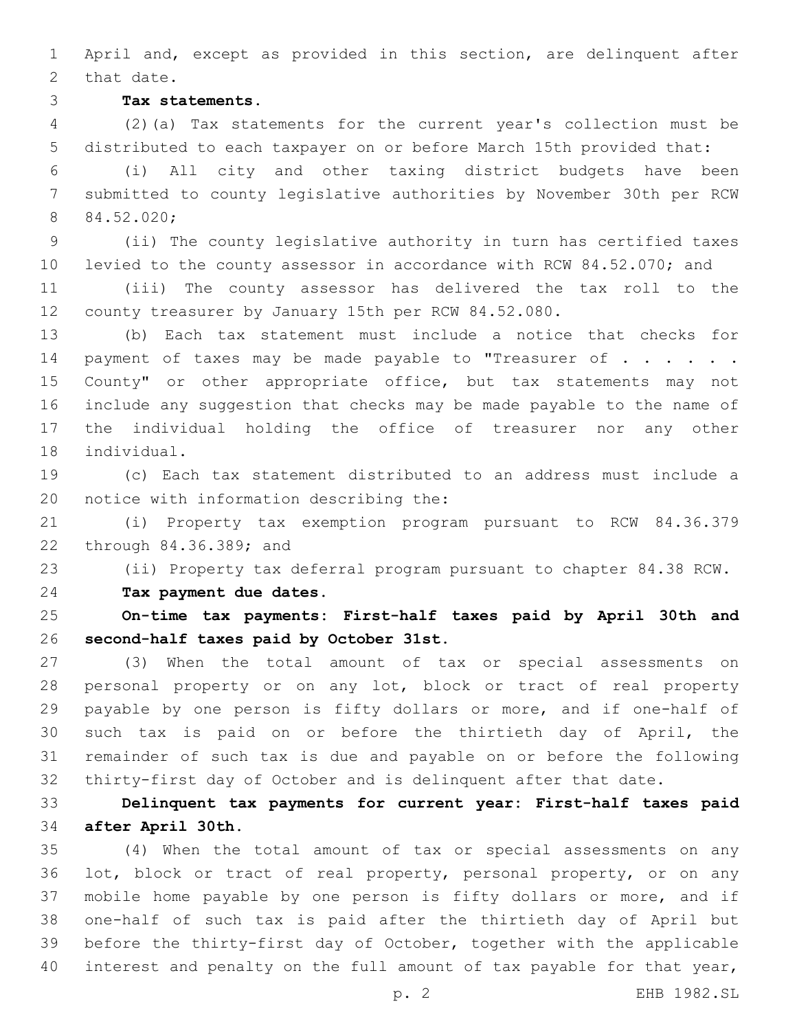April and, except as provided in this section, are delinquent after that date.

**Tax statements.**

(2)(a) Tax statements for the current year's collection must be distributed to each taxpayer on or before March 15th provided that:

(i) All city and other taxing district budgets have been submitted to county legislative authorities by November 30th per RCW 84.52.020;

(ii) The county legislative authority in turn has certified taxes levied to the county assessor in accordance with RCW 84.52.070; and

(iii) The county assessor has delivered the tax roll to the county treasurer by January 15th per RCW 84.52.080.

(b) Each tax statement must include a notice that checks for payment of taxes may be made payable to "Treasurer of . . . . . . County" or other appropriate office, but tax statements may not include any suggestion that checks may be made payable to the name of the individual holding the office of treasurer nor any other individual.

(c) Each tax statement distributed to an address must include a notice with information describing the:

(i) Property tax exemption program pursuant to RCW 84.36.379 through 84.36.389; and

(ii) Property tax deferral program pursuant to chapter 84.38 RCW.

**Tax payment due dates.**

**On-time tax payments: First-half taxes paid by April 30th and second-half taxes paid by October 31st.**

(3) When the total amount of tax or special assessments on personal property or on any lot, block or tract of real property payable by one person is fifty dollars or more, and if one-half of such tax is paid on or before the thirtieth day of April, the remainder of such tax is due and payable on or before the following thirty-first day of October and is delinquent after that date.

**Delinquent tax payments for current year: First-half taxes paid after April 30th.**

(4) When the total amount of tax or special assessments on any lot, block or tract of real property, personal property, or on any mobile home payable by one person is fifty dollars or more, and if one-half of such tax is paid after the thirtieth day of April but before the thirty-first day of October, together with the applicable interest and penalty on the full amount of tax payable for that year,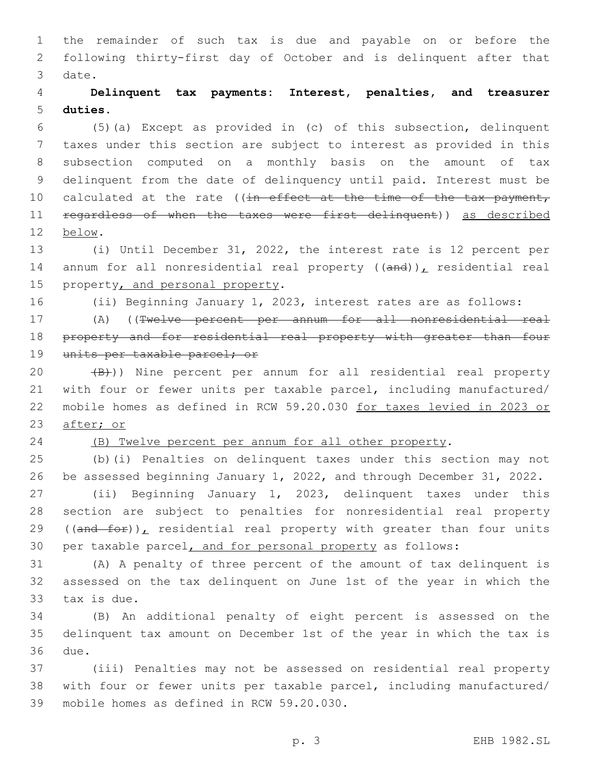the remainder of such tax is due and payable on or before the following thirty-first day of October and is delinquent after that date.

**Delinquent tax payments: Interest, penalties, and treasurer duties.**

(5)(a) Except as provided in (c) of this subsection, delinquent taxes under this section are subject to interest as provided in this subsection computed on a monthly basis on the amount of tax delinquent from the date of delinquency until paid. Interest must be calculated at the rate ((~~in effect at the time of the tax payment, regardless of when the taxes were first delinquent~~)) <u>as described below</u>.

(i) Until December 31, 2022, the interest rate is 12 percent per annum for all nonresidential real property ((~~and~~))<u>,</u> residential real property<u>, and personal property</u>.

(ii) Beginning January 1, 2023, interest rates are as follows:

(A) ((~~Twelve percent per annum for all nonresidential real property and for residential real property with greater than four units per taxable parcel; or~~

~~(B)~~)) Nine percent per annum for all residential real property with four or fewer units per taxable parcel, including manufactured/mobile homes as defined in RCW 59.20.030 <u>for taxes levied in 2023 or after; or</u>

<u>(B) Twelve percent per annum for all other property</u>.

(b)(i) Penalties on delinquent taxes under this section may not be assessed beginning January 1, 2022, and through December 31, 2022.

(ii) Beginning January 1, 2023, delinquent taxes under this section are subject to penalties for nonresidential real property ((~~and for~~))<u>,</u> residential real property with greater than four units per taxable parcel<u>, and for personal property</u> as follows:

(A) A penalty of three percent of the amount of tax delinquent is assessed on the tax delinquent on June 1st of the year in which the tax is due.

(B) An additional penalty of eight percent is assessed on the delinquent tax amount on December 1st of the year in which the tax is due.

(iii) Penalties may not be assessed on residential real property with four or fewer units per taxable parcel, including manufactured/mobile homes as defined in RCW 59.20.030.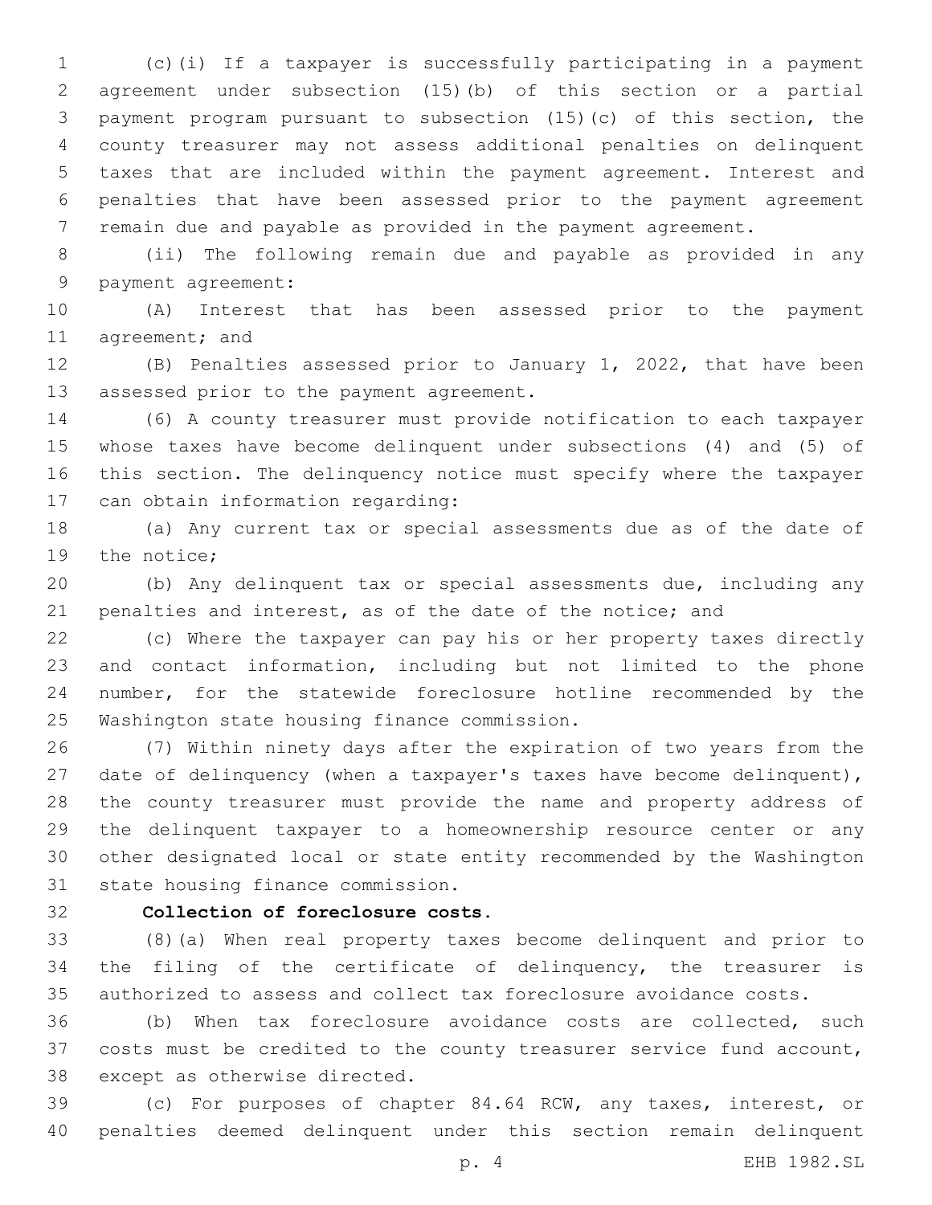(c)(i) If a taxpayer is successfully participating in a payment agreement under subsection (15)(b) of this section or a partial payment program pursuant to subsection (15)(c) of this section, the county treasurer may not assess additional penalties on delinquent taxes that are included within the payment agreement. Interest and penalties that have been assessed prior to the payment agreement remain due and payable as provided in the payment agreement.

(ii) The following remain due and payable as provided in any payment agreement:

(A) Interest that has been assessed prior to the payment agreement; and

(B) Penalties assessed prior to January 1, 2022, that have been assessed prior to the payment agreement.

(6) A county treasurer must provide notification to each taxpayer whose taxes have become delinquent under subsections (4) and (5) of this section. The delinquency notice must specify where the taxpayer can obtain information regarding:

(a) Any current tax or special assessments due as of the date of the notice;

(b) Any delinquent tax or special assessments due, including any penalties and interest, as of the date of the notice; and

(c) Where the taxpayer can pay his or her property taxes directly and contact information, including but not limited to the phone number, for the statewide foreclosure hotline recommended by the Washington state housing finance commission.

(7) Within ninety days after the expiration of two years from the date of delinquency (when a taxpayer's taxes have become delinquent), the county treasurer must provide the name and property address of the delinquent taxpayer to a homeownership resource center or any other designated local or state entity recommended by the Washington state housing finance commission.

**Collection of foreclosure costs.**

(8)(a) When real property taxes become delinquent and prior to the filing of the certificate of delinquency, the treasurer is authorized to assess and collect tax foreclosure avoidance costs.

(b) When tax foreclosure avoidance costs are collected, such costs must be credited to the county treasurer service fund account, except as otherwise directed.

(c) For purposes of chapter 84.64 RCW, any taxes, interest, or penalties deemed delinquent under this section remain delinquent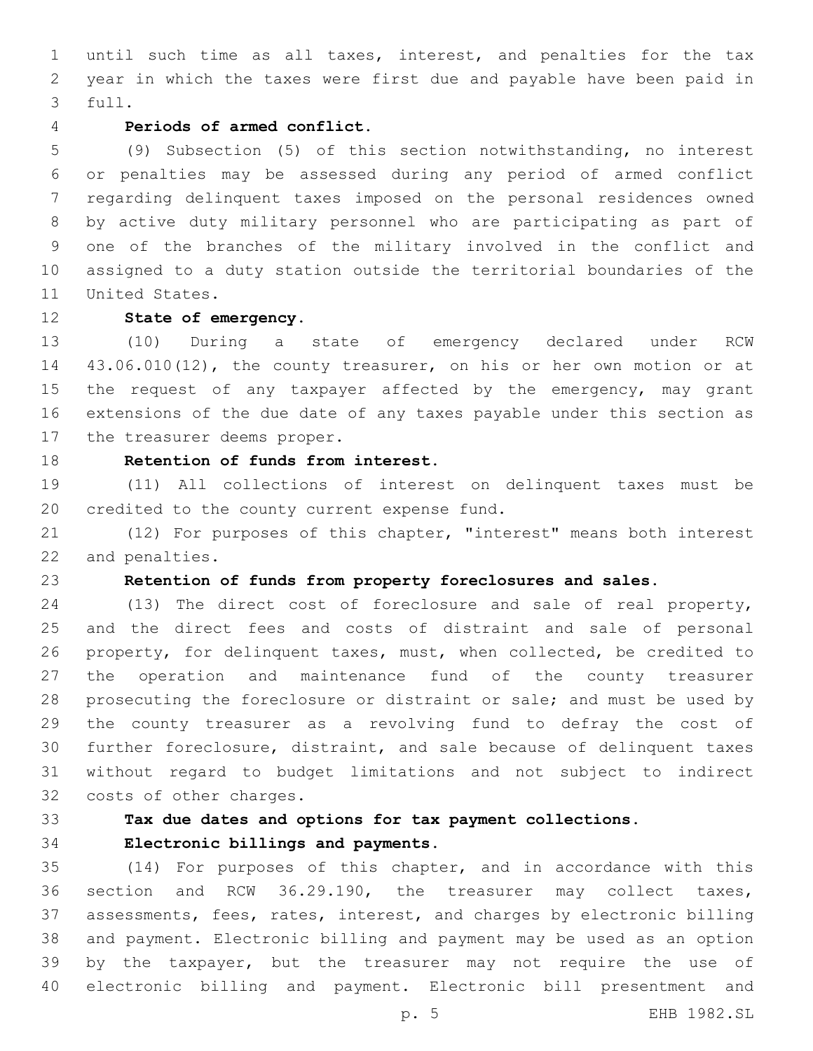until such time as all taxes, interest, and penalties for the tax year in which the taxes were first due and payable have been paid in full.

**Periods of armed conflict.**

(9) Subsection (5) of this section notwithstanding, no interest or penalties may be assessed during any period of armed conflict regarding delinquent taxes imposed on the personal residences owned by active duty military personnel who are participating as part of one of the branches of the military involved in the conflict and assigned to a duty station outside the territorial boundaries of the United States.

**State of emergency.**

(10) During a state of emergency declared under RCW 43.06.010(12), the county treasurer, on his or her own motion or at the request of any taxpayer affected by the emergency, may grant extensions of the due date of any taxes payable under this section as the treasurer deems proper.

**Retention of funds from interest.**

(11) All collections of interest on delinquent taxes must be credited to the county current expense fund.

(12) For purposes of this chapter, "interest" means both interest and penalties.

**Retention of funds from property foreclosures and sales.**

(13) The direct cost of foreclosure and sale of real property, and the direct fees and costs of distraint and sale of personal property, for delinquent taxes, must, when collected, be credited to the operation and maintenance fund of the county treasurer prosecuting the foreclosure or distraint or sale; and must be used by the county treasurer as a revolving fund to defray the cost of further foreclosure, distraint, and sale because of delinquent taxes without regard to budget limitations and not subject to indirect costs of other charges.

**Tax due dates and options for tax payment collections.**

**Electronic billings and payments.**

(14) For purposes of this chapter, and in accordance with this section and RCW 36.29.190, the treasurer may collect taxes, assessments, fees, rates, interest, and charges by electronic billing and payment. Electronic billing and payment may be used as an option by the taxpayer, but the treasurer may not require the use of electronic billing and payment. Electronic bill presentment and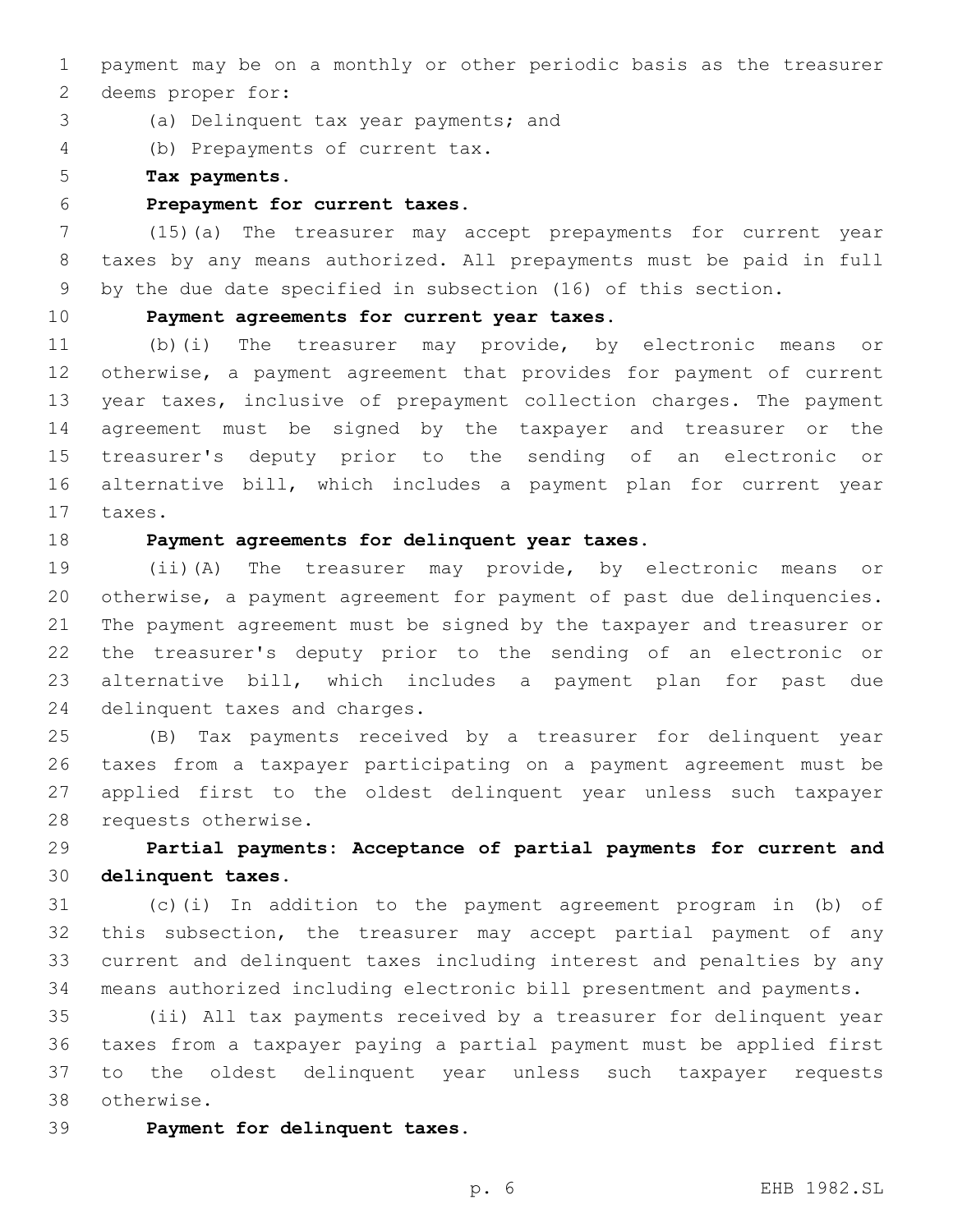payment may be on a monthly or other periodic basis as the treasurer deems proper for:

(a) Delinquent tax year payments; and

(b) Prepayments of current tax.

**Tax payments.**

**Prepayment for current taxes.**

(15)(a) The treasurer may accept prepayments for current year taxes by any means authorized. All prepayments must be paid in full by the due date specified in subsection (16) of this section.

**Payment agreements for current year taxes.**

(b)(i) The treasurer may provide, by electronic means or otherwise, a payment agreement that provides for payment of current year taxes, inclusive of prepayment collection charges. The payment agreement must be signed by the taxpayer and treasurer or the treasurer's deputy prior to the sending of an electronic or alternative bill, which includes a payment plan for current year taxes.

**Payment agreements for delinquent year taxes.**

(ii)(A) The treasurer may provide, by electronic means or otherwise, a payment agreement for payment of past due delinquencies. The payment agreement must be signed by the taxpayer and treasurer or the treasurer's deputy prior to the sending of an electronic or alternative bill, which includes a payment plan for past due delinquent taxes and charges.

(B) Tax payments received by a treasurer for delinquent year taxes from a taxpayer participating on a payment agreement must be applied first to the oldest delinquent year unless such taxpayer requests otherwise.

**Partial payments: Acceptance of partial payments for current and delinquent taxes.**

(c)(i) In addition to the payment agreement program in (b) of this subsection, the treasurer may accept partial payment of any current and delinquent taxes including interest and penalties by any means authorized including electronic bill presentment and payments.

(ii) All tax payments received by a treasurer for delinquent year taxes from a taxpayer paying a partial payment must be applied first to the oldest delinquent year unless such taxpayer requests otherwise.

**Payment for delinquent taxes.**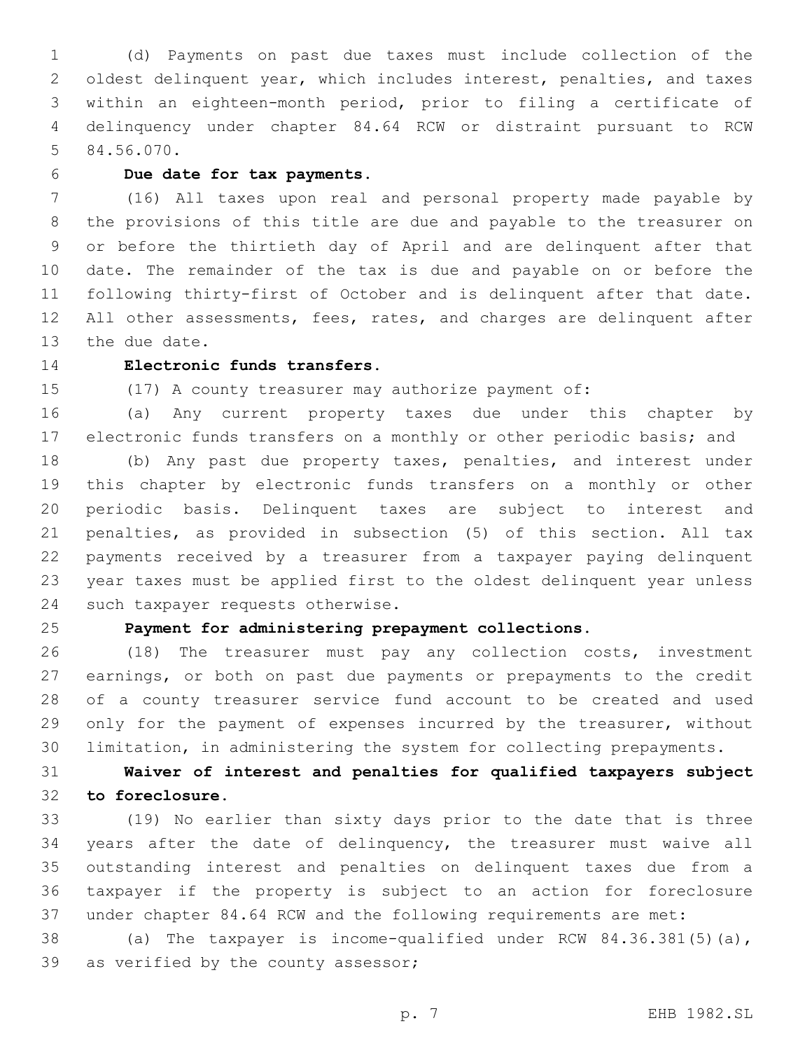(d) Payments on past due taxes must include collection of the oldest delinquent year, which includes interest, penalties, and taxes within an eighteen-month period, prior to filing a certificate of delinquency under chapter 84.64 RCW or distraint pursuant to RCW 84.56.070.

**Due date for tax payments.**

(16) All taxes upon real and personal property made payable by the provisions of this title are due and payable to the treasurer on or before the thirtieth day of April and are delinquent after that date. The remainder of the tax is due and payable on or before the following thirty-first of October and is delinquent after that date. All other assessments, fees, rates, and charges are delinquent after the due date.

**Electronic funds transfers.**

(17) A county treasurer may authorize payment of:

(a) Any current property taxes due under this chapter by electronic funds transfers on a monthly or other periodic basis; and

(b) Any past due property taxes, penalties, and interest under this chapter by electronic funds transfers on a monthly or other periodic basis. Delinquent taxes are subject to interest and penalties, as provided in subsection (5) of this section. All tax payments received by a treasurer from a taxpayer paying delinquent year taxes must be applied first to the oldest delinquent year unless such taxpayer requests otherwise.

**Payment for administering prepayment collections.**

(18) The treasurer must pay any collection costs, investment earnings, or both on past due payments or prepayments to the credit of a county treasurer service fund account to be created and used only for the payment of expenses incurred by the treasurer, without limitation, in administering the system for collecting prepayments.

**Waiver of interest and penalties for qualified taxpayers subject to foreclosure.**

(19) No earlier than sixty days prior to the date that is three years after the date of delinquency, the treasurer must waive all outstanding interest and penalties on delinquent taxes due from a taxpayer if the property is subject to an action for foreclosure under chapter 84.64 RCW and the following requirements are met:

(a) The taxpayer is income-qualified under RCW 84.36.381(5)(a), as verified by the county assessor;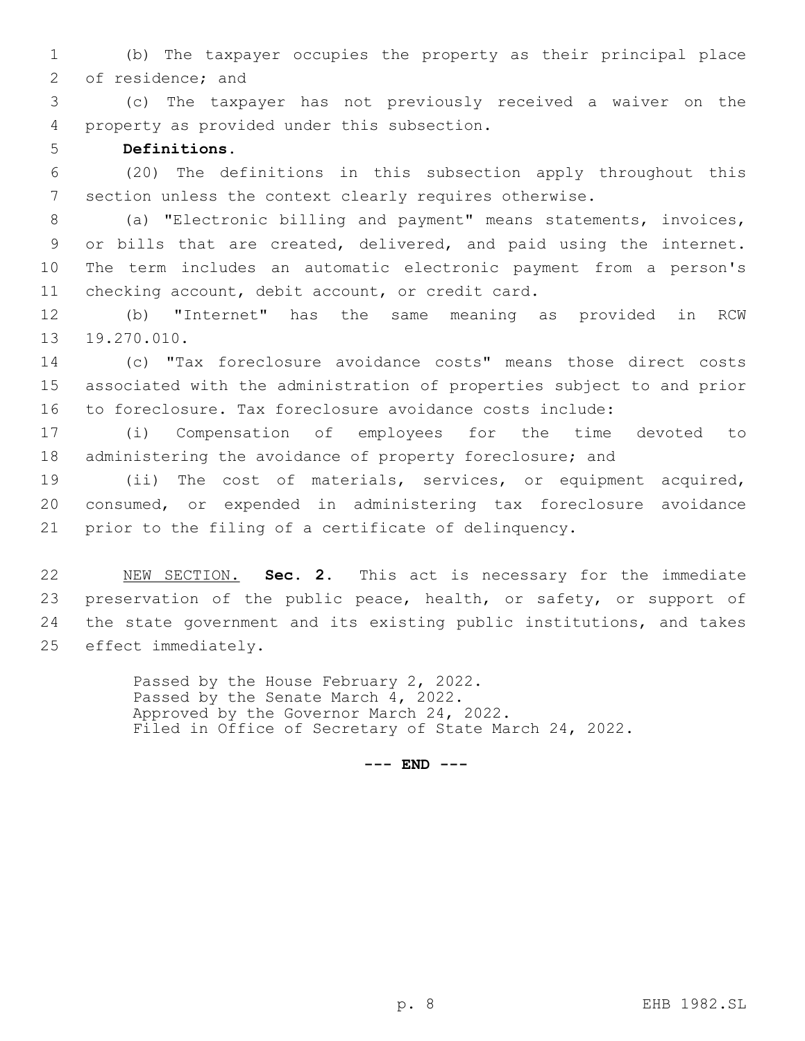(b) The taxpayer occupies the property as their principal place of residence; and

(c) The taxpayer has not previously received a waiver on the property as provided under this subsection.

**Definitions.**

(20) The definitions in this subsection apply throughout this section unless the context clearly requires otherwise.

(a) "Electronic billing and payment" means statements, invoices, or bills that are created, delivered, and paid using the internet. The term includes an automatic electronic payment from a person's checking account, debit account, or credit card.

(b) "Internet" has the same meaning as provided in RCW 19.270.010.

(c) "Tax foreclosure avoidance costs" means those direct costs associated with the administration of properties subject to and prior to foreclosure. Tax foreclosure avoidance costs include:

(i) Compensation of employees for the time devoted to administering the avoidance of property foreclosure; and

(ii) The cost of materials, services, or equipment acquired, consumed, or expended in administering tax foreclosure avoidance prior to the filing of a certificate of delinquency.

NEW SECTION. **Sec. 2.** This act is necessary for the immediate preservation of the public peace, health, or safety, or support of the state government and its existing public institutions, and takes effect immediately.

Passed by the House February 2, 2022.
Passed by the Senate March 4, 2022.
Approved by the Governor March 24, 2022.
Filed in Office of Secretary of State March 24, 2022.

**--- END ---**